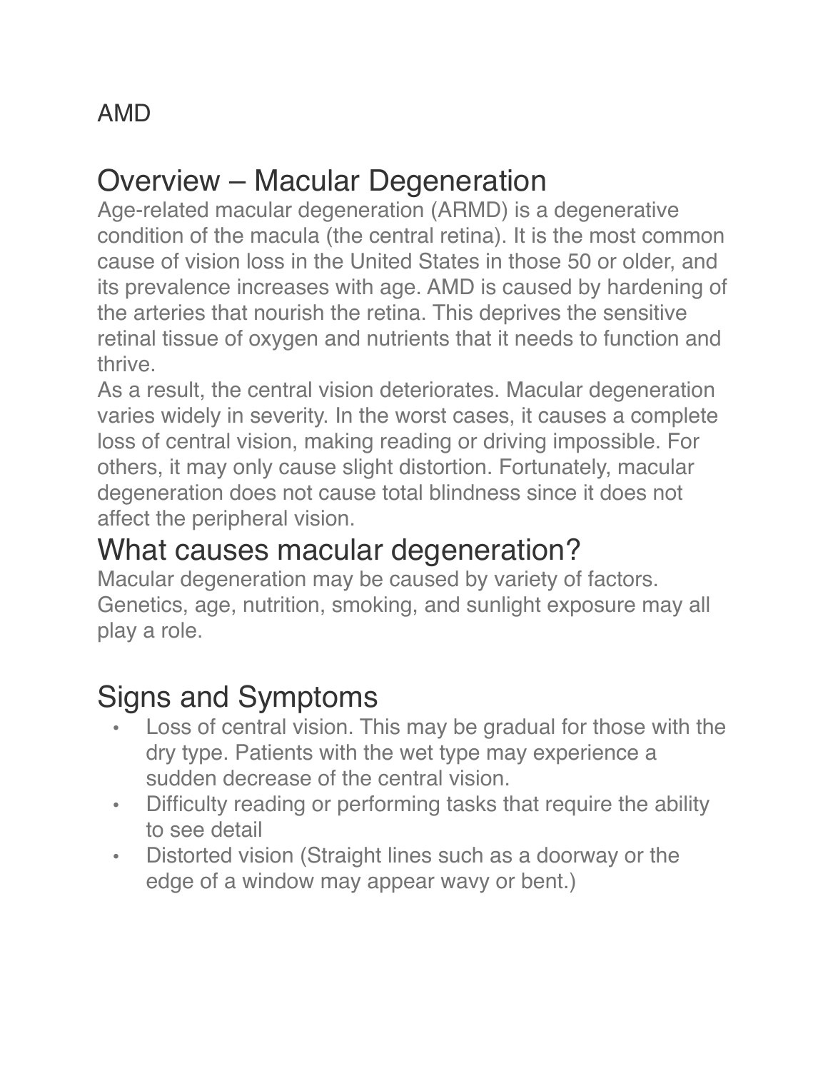AMD

## Overview – Macular Degeneration

Age-related macular degeneration (ARMD) is a degenerative condition of the macula (the central retina). It is the most common cause of vision loss in the United States in those 50 or older, and its prevalence increases with age. AMD is caused by hardening of the arteries that nourish the retina. This deprives the sensitive retinal tissue of oxygen and nutrients that it needs to function and thrive.

As a result, the central vision deteriorates. Macular degeneration varies widely in severity. In the worst cases, it causes a complete loss of central vision, making reading or driving impossible. For others, it may only cause slight distortion. Fortunately, macular degeneration does not cause total blindness since it does not affect the peripheral vision.

## What causes macular degeneration?

Macular degeneration may be caused by variety of factors. Genetics, age, nutrition, smoking, and sunlight exposure may all play a role.

## Signs and Symptoms

- Loss of central vision. This may be gradual for those with the dry type. Patients with the wet type may experience a sudden decrease of the central vision.
- Difficulty reading or performing tasks that require the ability to see detail
- Distorted vision (Straight lines such as a doorway or the edge of a window may appear wavy or bent.)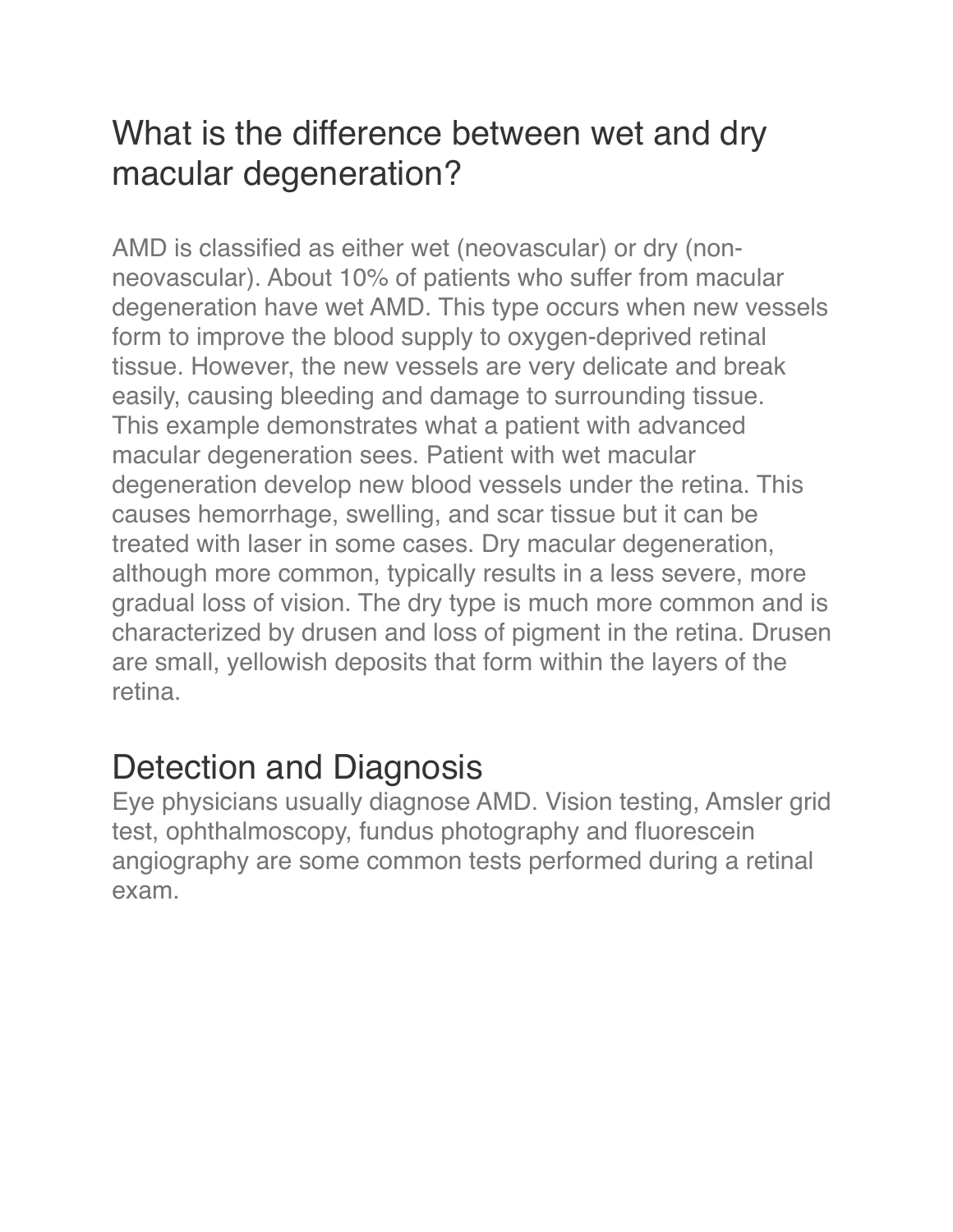## What is the difference between wet and dry macular degeneration?

AMD is classified as either wet (neovascular) or dry (non-neovascular). About 10% of patients who suffer from macular degeneration have wet AMD. This type occurs when new vessels form to improve the blood supply to oxygen-deprived retinal tissue. However, the new vessels are very delicate and break easily, causing bleeding and damage to surrounding tissue. This example demonstrates what a patient with advanced macular degeneration sees. Patient with wet macular degeneration develop new blood vessels under the retina. This causes hemorrhage, swelling, and scar tissue but it can be treated with laser in some cases. Dry macular degeneration, although more common, typically results in a less severe, more gradual loss of vision. The dry type is much more common and is characterized by drusen and loss of pigment in the retina. Drusen are small, yellowish deposits that form within the layers of the retina.

## Detection and Diagnosis

Eye physicians usually diagnose AMD. Vision testing, Amsler grid test, ophthalmoscopy, fundus photography and fluorescein angiography are some common tests performed during a retinal exam.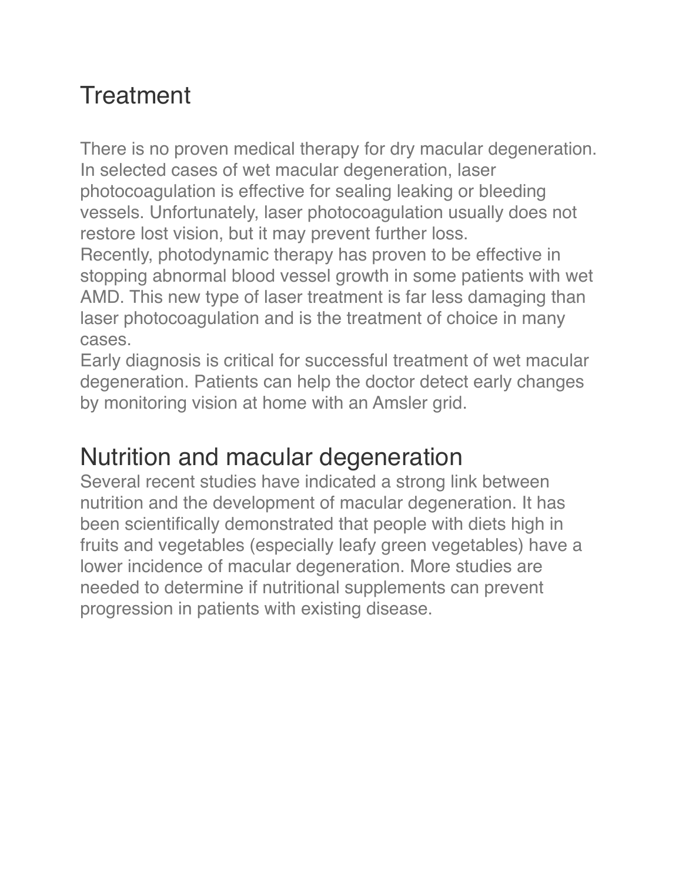## Treatment

There is no proven medical therapy for dry macular degeneration. In selected cases of wet macular degeneration, laser photocoagulation is effective for sealing leaking or bleeding vessels. Unfortunately, laser photocoagulation usually does not restore lost vision, but it may prevent further loss.

Recently, photodynamic therapy has proven to be effective in stopping abnormal blood vessel growth in some patients with wet AMD. This new type of laser treatment is far less damaging than laser photocoagulation and is the treatment of choice in many cases.

Early diagnosis is critical for successful treatment of wet macular degeneration. Patients can help the doctor detect early changes by monitoring vision at home with an Amsler grid.

## Nutrition and macular degeneration

Several recent studies have indicated a strong link between nutrition and the development of macular degeneration. It has been scientifically demonstrated that people with diets high in fruits and vegetables (especially leafy green vegetables) have a lower incidence of macular degeneration. More studies are needed to determine if nutritional supplements can prevent progression in patients with existing disease.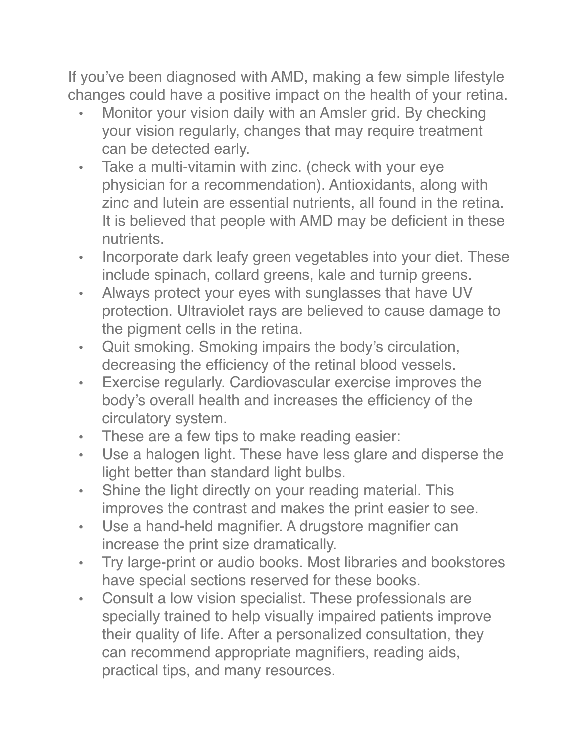If you've been diagnosed with AMD, making a few simple lifestyle changes could have a positive impact on the health of your retina.

- Monitor your vision daily with an Amsler grid. By checking your vision regularly, changes that may require treatment can be detected early.
- Take a multi-vitamin with zinc. (check with your eye physician for a recommendation). Antioxidants, along with zinc and lutein are essential nutrients, all found in the retina. It is believed that people with AMD may be deficient in these nutrients.
- Incorporate dark leafy green vegetables into your diet. These include spinach, collard greens, kale and turnip greens.
- Always protect your eyes with sunglasses that have UV protection. Ultraviolet rays are believed to cause damage to the pigment cells in the retina.
- Quit smoking. Smoking impairs the body's circulation, decreasing the efficiency of the retinal blood vessels.
- Exercise regularly. Cardiovascular exercise improves the body's overall health and increases the efficiency of the circulatory system.
- These are a few tips to make reading easier:
- Use a halogen light. These have less glare and disperse the light better than standard light bulbs.
- Shine the light directly on your reading material. This improves the contrast and makes the print easier to see.
- Use a hand-held magnifier. A drugstore magnifier can increase the print size dramatically.
- Try large-print or audio books. Most libraries and bookstores have special sections reserved for these books.
- Consult a low vision specialist. These professionals are specially trained to help visually impaired patients improve their quality of life. After a personalized consultation, they can recommend appropriate magnifiers, reading aids, practical tips, and many resources.